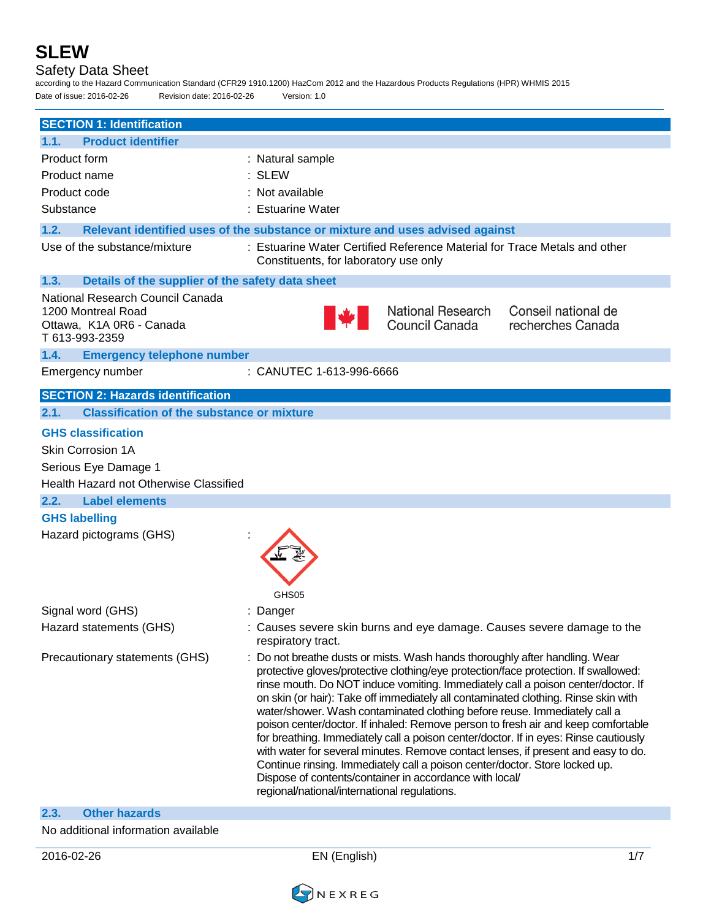# SLEW

Safety Data Sheet

according to the Hazard Communication Standard (CFR29 1910.1200) HazCom 2012 and the Hazardous Products Regulations (HPR) WHMIS 2015

Date of issue: 2016-02-26    Revision date: 2016-02-26    Version: 1.0

## SECTION 1: Identification

### 1.1. Product identifier

| | |
|---|---|
| Product form | : Natural sample |
| Product name | : SLEW |
| Product code | : Not available |
| Substance | : Estuarine Water |

### 1.2. Relevant identified uses of the substance or mixture and uses advised against

| | |
|---|---|
| Use of the substance/mixture | : Estuarine Water Certified Reference Material for Trace Metals and other Constituents, for laboratory use only |

### 1.3. Details of the supplier of the safety data sheet

National Research Council Canada
1200 Montreal Road
Ottawa, K1A 0R6 - Canada
T 613-993-2359

National Research Council Canada    Conseil national de recherches Canada

### 1.4. Emergency telephone number

| | |
|---|---|
| Emergency number | : CANUTEC 1-613-996-6666 |

## SECTION 2: Hazards identification

### 2.1. Classification of the substance or mixture

**GHS classification**

Skin Corrosion 1A

Serious Eye Damage 1

Health Hazard not Otherwise Classified

### 2.2. Label elements

**GHS labelling**

| | |
|---|---|
| Hazard pictograms (GHS) | : GHS05 |
| Signal word (GHS) | : Danger |
| Hazard statements (GHS) | : Causes severe skin burns and eye damage. Causes severe damage to the respiratory tract. |
| Precautionary statements (GHS) | : Do not breathe dusts or mists. Wash hands thoroughly after handling. Wear protective gloves/protective clothing/eye protection/face protection. If swallowed: rinse mouth. Do NOT induce vomiting. Immediately call a poison center/doctor. If on skin (or hair): Take off immediately all contaminated clothing. Rinse skin with water/shower. Wash contaminated clothing before reuse. Immediately call a poison center/doctor. If inhaled: Remove person to fresh air and keep comfortable for breathing. Immediately call a poison center/doctor. If in eyes: Rinse cautiously with water for several minutes. Remove contact lenses, if present and easy to do. Continue rinsing. Immediately call a poison center/doctor. Store locked up. Dispose of contents/container in accordance with local/ regional/national/international regulations. |

### 2.3. Other hazards

No additional information available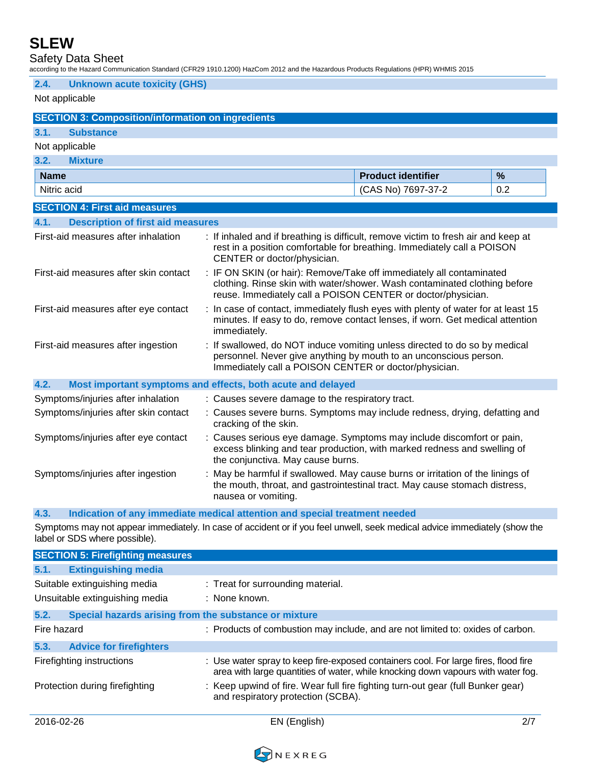### 2.4. Unknown acute toxicity (GHS)

Not applicable

## SECTION 3: Composition/information on ingredients

### 3.1. Substance

Not applicable

### 3.2. Mixture

| Name | Product identifier | % |
|---|---|---|
| Nitric acid | (CAS No) 7697-37-2 | 0.2 |

## SECTION 4: First aid measures

### 4.1. Description of first aid measures

First-aid measures after inhalation : If inhaled and if breathing is difficult, remove victim to fresh air and keep at rest in a position comfortable for breathing. Immediately call a POISON CENTER or doctor/physician.

First-aid measures after skin contact : IF ON SKIN (or hair): Remove/Take off immediately all contaminated clothing. Rinse skin with water/shower. Wash contaminated clothing before reuse. Immediately call a POISON CENTER or doctor/physician.

First-aid measures after eye contact : In case of contact, immediately flush eyes with plenty of water for at least 15 minutes. If easy to do, remove contact lenses, if worn. Get medical attention immediately.

First-aid measures after ingestion : If swallowed, do NOT induce vomiting unless directed to do so by medical personnel. Never give anything by mouth to an unconscious person. Immediately call a POISON CENTER or doctor/physician.

### 4.2. Most important symptoms and effects, both acute and delayed

Symptoms/injuries after inhalation : Causes severe damage to the respiratory tract.

Symptoms/injuries after skin contact : Causes severe burns. Symptoms may include redness, drying, defatting and cracking of the skin.

Symptoms/injuries after eye contact : Causes serious eye damage. Symptoms may include discomfort or pain, excess blinking and tear production, with marked redness and swelling of the conjunctiva. May cause burns.

Symptoms/injuries after ingestion : May be harmful if swallowed. May cause burns or irritation of the linings of the mouth, throat, and gastrointestinal tract. May cause stomach distress, nausea or vomiting.

### 4.3. Indication of any immediate medical attention and special treatment needed

Symptoms may not appear immediately. In case of accident or if you feel unwell, seek medical advice immediately (show the label or SDS where possible).

## SECTION 5: Firefighting measures

### 5.1. Extinguishing media

Suitable extinguishing media : Treat for surrounding material.

Unsuitable extinguishing media : None known.

### 5.2. Special hazards arising from the substance or mixture

Fire hazard : Products of combustion may include, and are not limited to: oxides of carbon.

### 5.3. Advice for firefighters

Firefighting instructions : Use water spray to keep fire-exposed containers cool. For large fires, flood fire area with large quantities of water, while knocking down vapours with water fog.

Protection during firefighting : Keep upwind of fire. Wear full fire fighting turn-out gear (full Bunker gear) and respiratory protection (SCBA).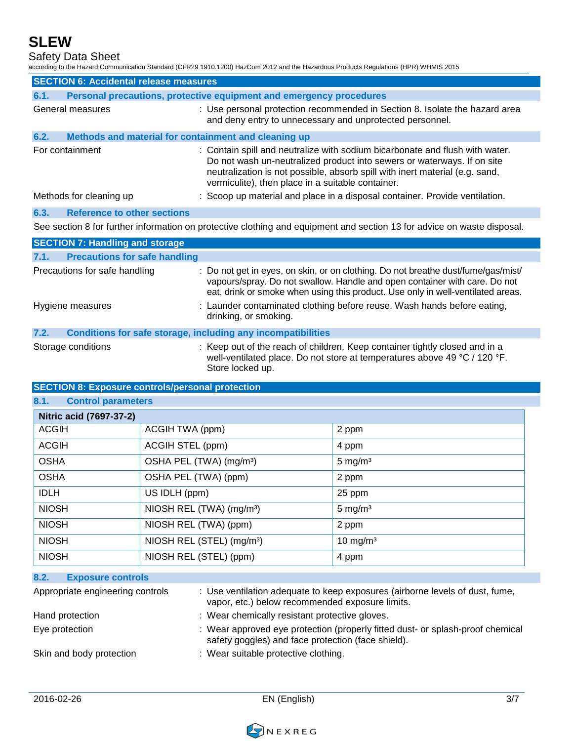## SECTION 6: Accidental release measures

### 6.1. Personal precautions, protective equipment and emergency procedures

General measures : Use personal protection recommended in Section 8. Isolate the hazard area and deny entry to unnecessary and unprotected personnel.

### 6.2. Methods and material for containment and cleaning up

For containment : Contain spill and neutralize with sodium bicarbonate and flush with water. Do not wash un-neutralized product into sewers or waterways. If on site neutralization is not possible, absorb spill with inert material (e.g. sand, vermiculite), then place in a suitable container.

Methods for cleaning up : Scoop up material and place in a disposal container. Provide ventilation.

### 6.3. Reference to other sections

See section 8 for further information on protective clothing and equipment and section 13 for advice on waste disposal.

## SECTION 7: Handling and storage

### 7.1. Precautions for safe handling

Precautions for safe handling : Do not get in eyes, on skin, or on clothing. Do not breathe dust/fume/gas/mist/ vapours/spray. Do not swallow. Handle and open container with care. Do not eat, drink or smoke when using this product. Use only in well-ventilated areas.

Hygiene measures : Launder contaminated clothing before reuse. Wash hands before eating, drinking, or smoking.

### 7.2. Conditions for safe storage, including any incompatibilities

Storage conditions : Keep out of the reach of children. Keep container tightly closed and in a well-ventilated place. Do not store at temperatures above 49 °C / 120 °F. Store locked up.

## SECTION 8: Exposure controls/personal protection

### 8.1. Control parameters

| Nitric acid (7697-37-2) | | |
|---|---|---|
| ACGIH | ACGIH TWA (ppm) | 2 ppm |
| ACGIH | ACGIH STEL (ppm) | 4 ppm |
| OSHA | OSHA PEL (TWA) (mg/m³) | 5 mg/m³ |
| OSHA | OSHA PEL (TWA) (ppm) | 2 ppm |
| IDLH | US IDLH (ppm) | 25 ppm |
| NIOSH | NIOSH REL (TWA) (mg/m³) | 5 mg/m³ |
| NIOSH | NIOSH REL (TWA) (ppm) | 2 ppm |
| NIOSH | NIOSH REL (STEL) (mg/m³) | 10 mg/m³ |
| NIOSH | NIOSH REL (STEL) (ppm) | 4 ppm |

### 8.2. Exposure controls

Appropriate engineering controls : Use ventilation adequate to keep exposures (airborne levels of dust, fume, vapor, etc.) below recommended exposure limits.

Hand protection : Wear chemically resistant protective gloves.

Eye protection : Wear approved eye protection (properly fitted dust- or splash-proof chemical safety goggles) and face protection (face shield).

Skin and body protection : Wear suitable protective clothing.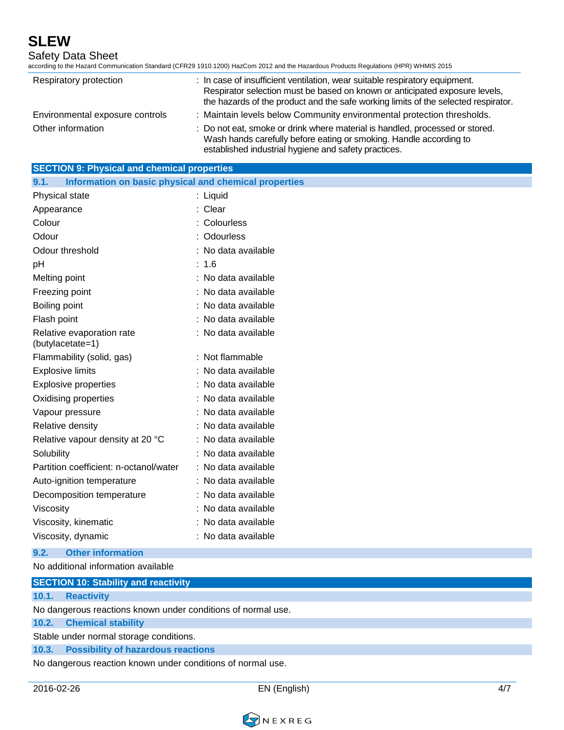| | |
|---|---|
| Respiratory protection | : In case of insufficient ventilation, wear suitable respiratory equipment. Respirator selection must be based on known or anticipated exposure levels, the hazards of the product and the safe working limits of the selected respirator. |
| Environmental exposure controls | : Maintain levels below Community environmental protection thresholds. |
| Other information | : Do not eat, smoke or drink where material is handled, processed or stored. Wash hands carefully before eating or smoking. Handle according to established industrial hygiene and safety practices. |

## SECTION 9: Physical and chemical properties

### 9.1. Information on basic physical and chemical properties

| | |
|---|---|
| Physical state | : Liquid |
| Appearance | : Clear |
| Colour | : Colourless |
| Odour | : Odourless |
| Odour threshold | : No data available |
| pH | : 1.6 |
| Melting point | : No data available |
| Freezing point | : No data available |
| Boiling point | : No data available |
| Flash point | : No data available |
| Relative evaporation rate (butylacetate=1) | : No data available |
| Flammability (solid, gas) | : Not flammable |
| Explosive limits | : No data available |
| Explosive properties | : No data available |
| Oxidising properties | : No data available |
| Vapour pressure | : No data available |
| Relative density | : No data available |
| Relative vapour density at 20 °C | : No data available |
| Solubility | : No data available |
| Partition coefficient: n-octanol/water | : No data available |
| Auto-ignition temperature | : No data available |
| Decomposition temperature | : No data available |
| Viscosity | : No data available |
| Viscosity, kinematic | : No data available |
| Viscosity, dynamic | : No data available |

### 9.2. Other information

No additional information available

## SECTION 10: Stability and reactivity

### 10.1. Reactivity

No dangerous reactions known under conditions of normal use.

### 10.2. Chemical stability

Stable under normal storage conditions.

### 10.3. Possibility of hazardous reactions

No dangerous reaction known under conditions of normal use.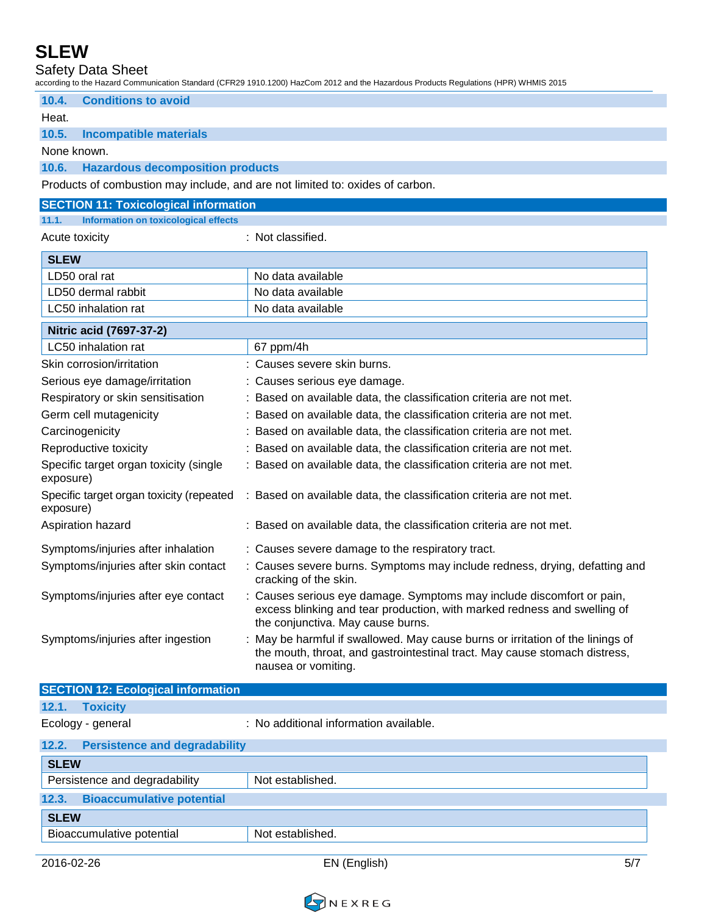### 10.4. Conditions to avoid

Heat.

### 10.5. Incompatible materials

None known.

### 10.6. Hazardous decomposition products

Products of combustion may include, and are not limited to: oxides of carbon.

## SECTION 11: Toxicological information

### 11.1. Information on toxicological effects

Acute toxicity : Not classified.

| SLEW | |
|---|---|
| LD50 oral rat | No data available |
| LD50 dermal rabbit | No data available |
| LC50 inhalation rat | No data available |

| Nitric acid (7697-37-2) | |
|---|---|
| LC50 inhalation rat | 67 ppm/4h |

Skin corrosion/irritation : Causes severe skin burns.

Serious eye damage/irritation : Causes serious eye damage.

Respiratory or skin sensitisation : Based on available data, the classification criteria are not met.

Germ cell mutagenicity : Based on available data, the classification criteria are not met.

Carcinogenicity : Based on available data, the classification criteria are not met.

Reproductive toxicity : Based on available data, the classification criteria are not met.

Specific target organ toxicity (single exposure) : Based on available data, the classification criteria are not met.

Specific target organ toxicity (repeated exposure) : Based on available data, the classification criteria are not met.

Aspiration hazard : Based on available data, the classification criteria are not met.

Symptoms/injuries after inhalation : Causes severe damage to the respiratory tract.

Symptoms/injuries after skin contact : Causes severe burns. Symptoms may include redness, drying, defatting and cracking of the skin.

Symptoms/injuries after eye contact : Causes serious eye damage. Symptoms may include discomfort or pain, excess blinking and tear production, with marked redness and swelling of the conjunctiva. May cause burns.

Symptoms/injuries after ingestion : May be harmful if swallowed. May cause burns or irritation of the linings of the mouth, throat, and gastrointestinal tract. May cause stomach distress, nausea or vomiting.

## SECTION 12: Ecological information

### 12.1. Toxicity

Ecology - general : No additional information available.

### 12.2. Persistence and degradability

| SLEW | |
|---|---|
| Persistence and degradability | Not established. |

### 12.3. Bioaccumulative potential

| SLEW | |
|---|---|
| Bioaccumulative potential | Not established. |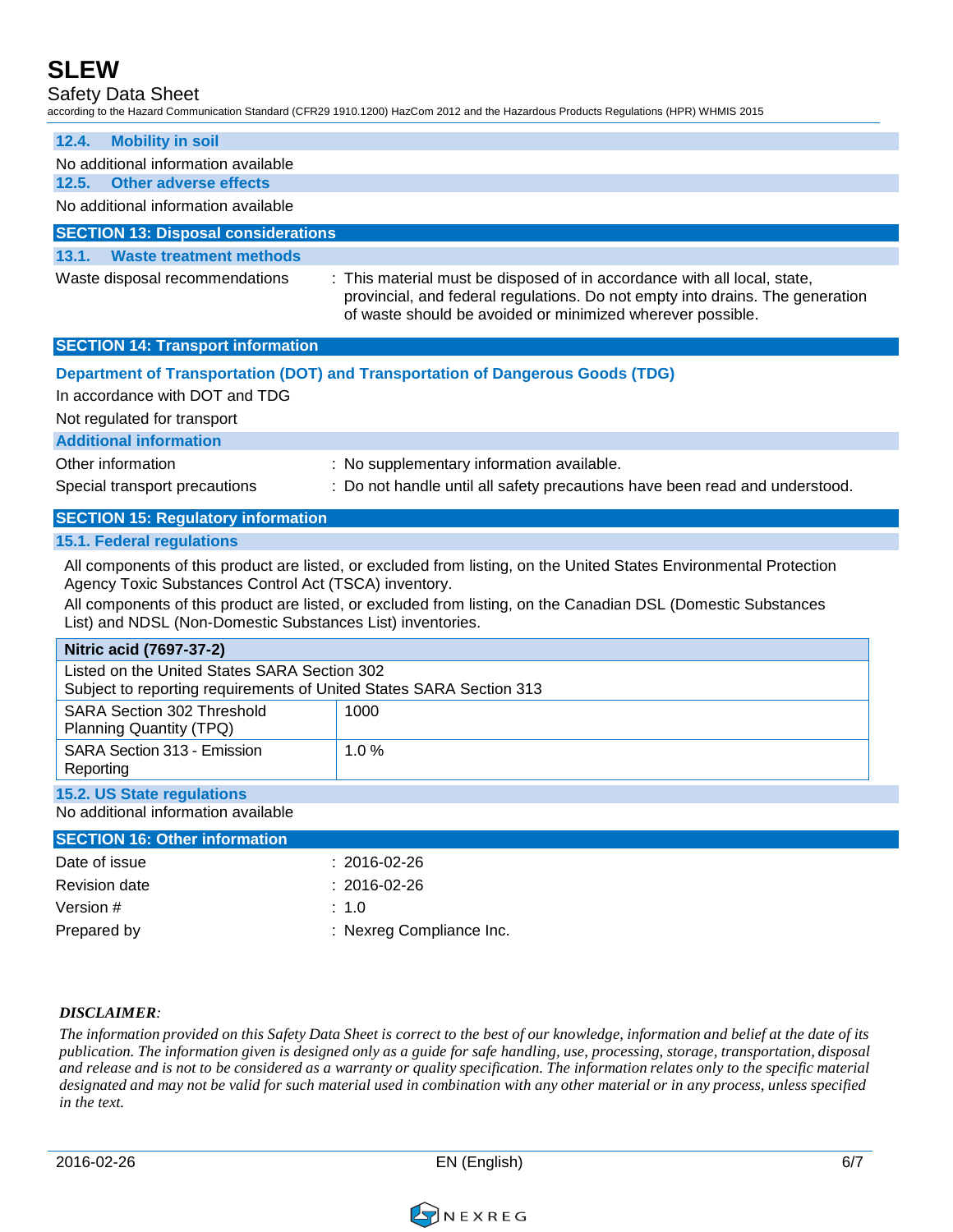### 12.4. Mobility in soil

No additional information available

### 12.5. Other adverse effects

No additional information available

## SECTION 13: Disposal considerations

### 13.1. Waste treatment methods

Waste disposal recommendations : This material must be disposed of in accordance with all local, state, provincial, and federal regulations. Do not empty into drains. The generation of waste should be avoided or minimized wherever possible.

## SECTION 14: Transport information

**Department of Transportation (DOT) and Transportation of Dangerous Goods (TDG)**

In accordance with DOT and TDG

Not regulated for transport

### Additional information

Other information : No supplementary information available.

Special transport precautions : Do not handle until all safety precautions have been read and understood.

## SECTION 15: Regulatory information

### 15.1. Federal regulations

All components of this product are listed, or excluded from listing, on the United States Environmental Protection Agency Toxic Substances Control Act (TSCA) inventory.

All components of this product are listed, or excluded from listing, on the Canadian DSL (Domestic Substances List) and NDSL (Non-Domestic Substances List) inventories.

| Nitric acid (7697-37-2) | |
|---|---|
| Listed on the United States SARA Section 302<br>Subject to reporting requirements of United States SARA Section 313 | |
| SARA Section 302 Threshold Planning Quantity (TPQ) | 1000 |
| SARA Section 313 - Emission Reporting | 1.0 % |

### 15.2. US State regulations

No additional information available

## SECTION 16: Other information

Date of issue : 2016-02-26

Revision date : 2016-02-26

Version # : 1.0

Prepared by : Nexreg Compliance Inc.

***DISCLAIMER:***

*The information provided on this Safety Data Sheet is correct to the best of our knowledge, information and belief at the date of its publication. The information given is designed only as a guide for safe handling, use, processing, storage, transportation, disposal and release and is not to be considered as a warranty or quality specification. The information relates only to the specific material designated and may not be valid for such material used in combination with any other material or in any process, unless specified in the text.*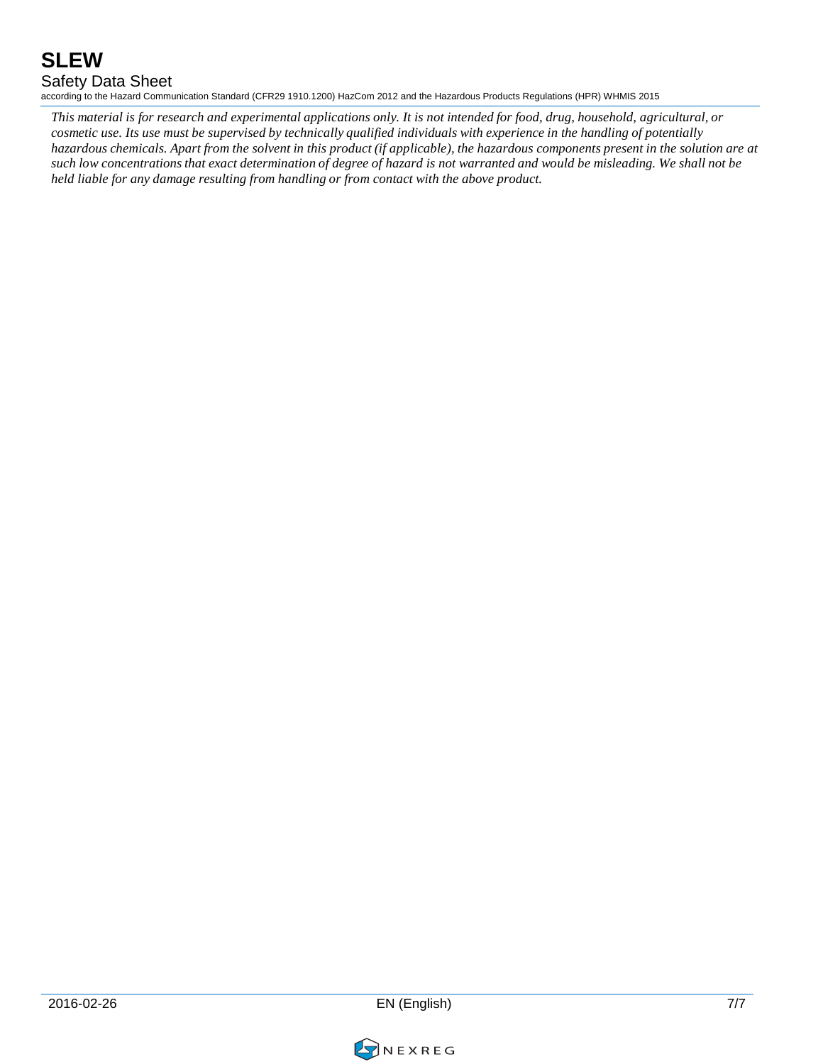*This material is for research and experimental applications only. It is not intended for food, drug, household, agricultural, or cosmetic use. Its use must be supervised by technically qualified individuals with experience in the handling of potentially hazardous chemicals. Apart from the solvent in this product (if applicable), the hazardous components present in the solution are at such low concentrations that exact determination of degree of hazard is not warranted and would be misleading. We shall not be held liable for any damage resulting from handling or from contact with the above product.*